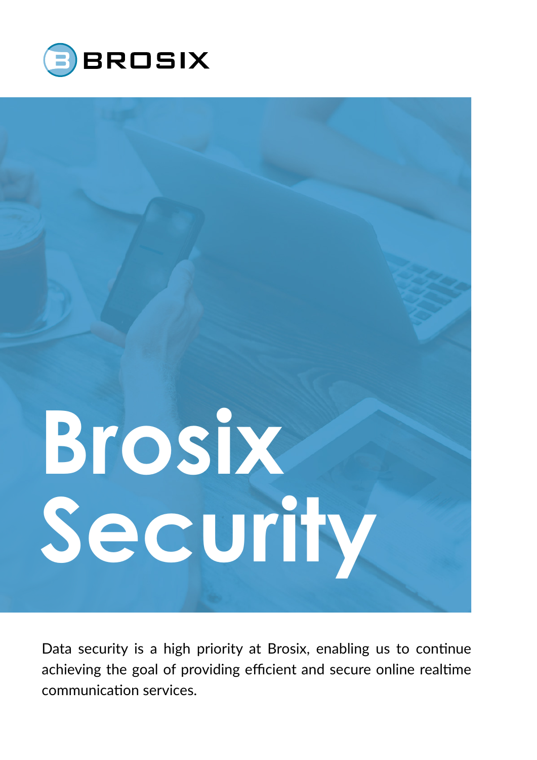BROSIX

# Brosix Security

Data security is a high priority at Brosix, enabling us to continue achieving the goal of providing efficient and secure online realtime communication services.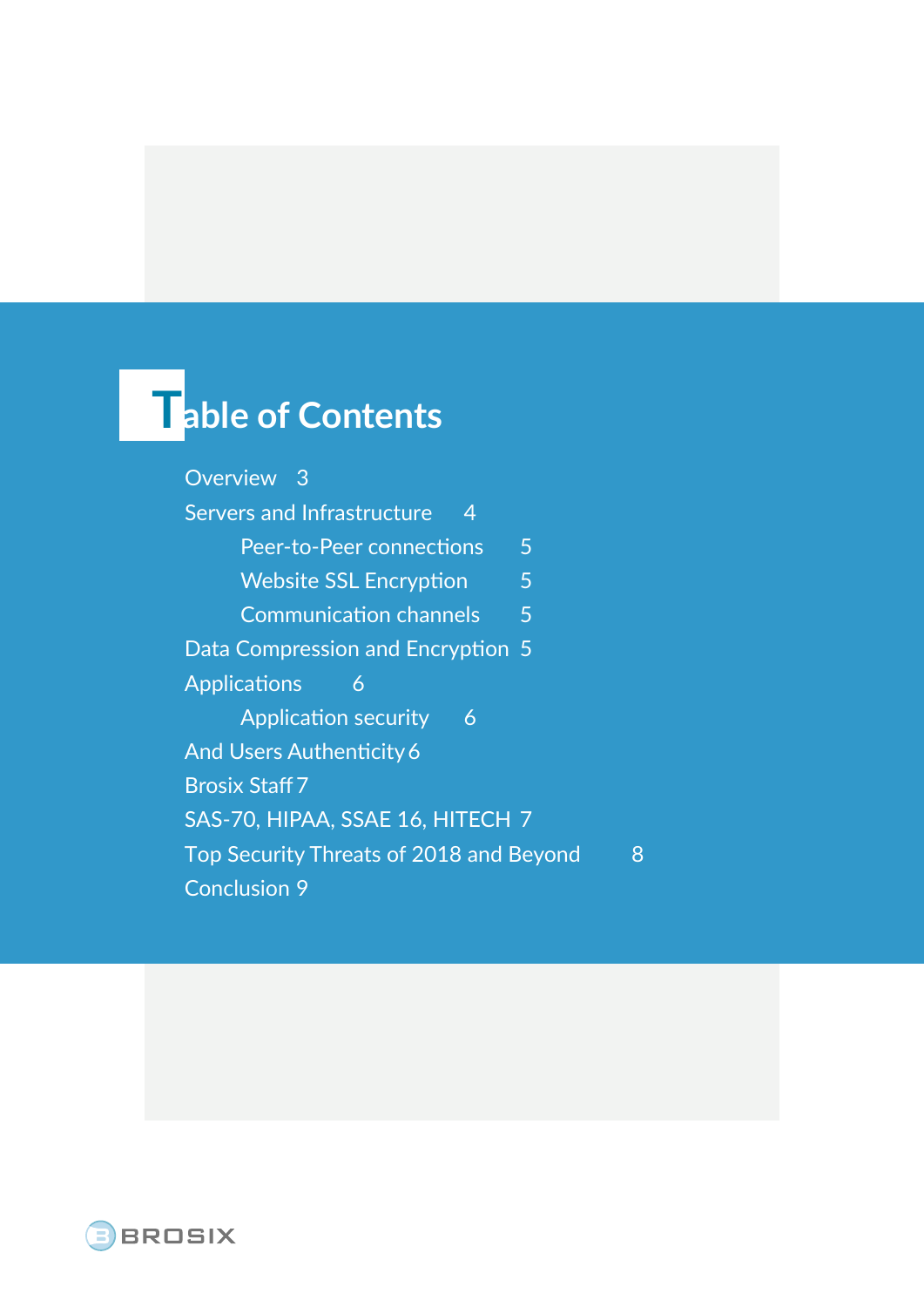# Table of Contents

- Overview 3
- Servers and Infrastructure 4
  - Peer-to-Peer connections 5
  - Website SSL Encryption 5
  - Communication channels 5
- Data Compression and Encryption 5
- Applications 6
  - Application security 6
- And Users Authenticity 6
- Brosix Staff 7
- SAS-70, HIPAA, SSAE 16, HITECH 7
- Top Security Threats of 2018 and Beyond 8
- Conclusion 9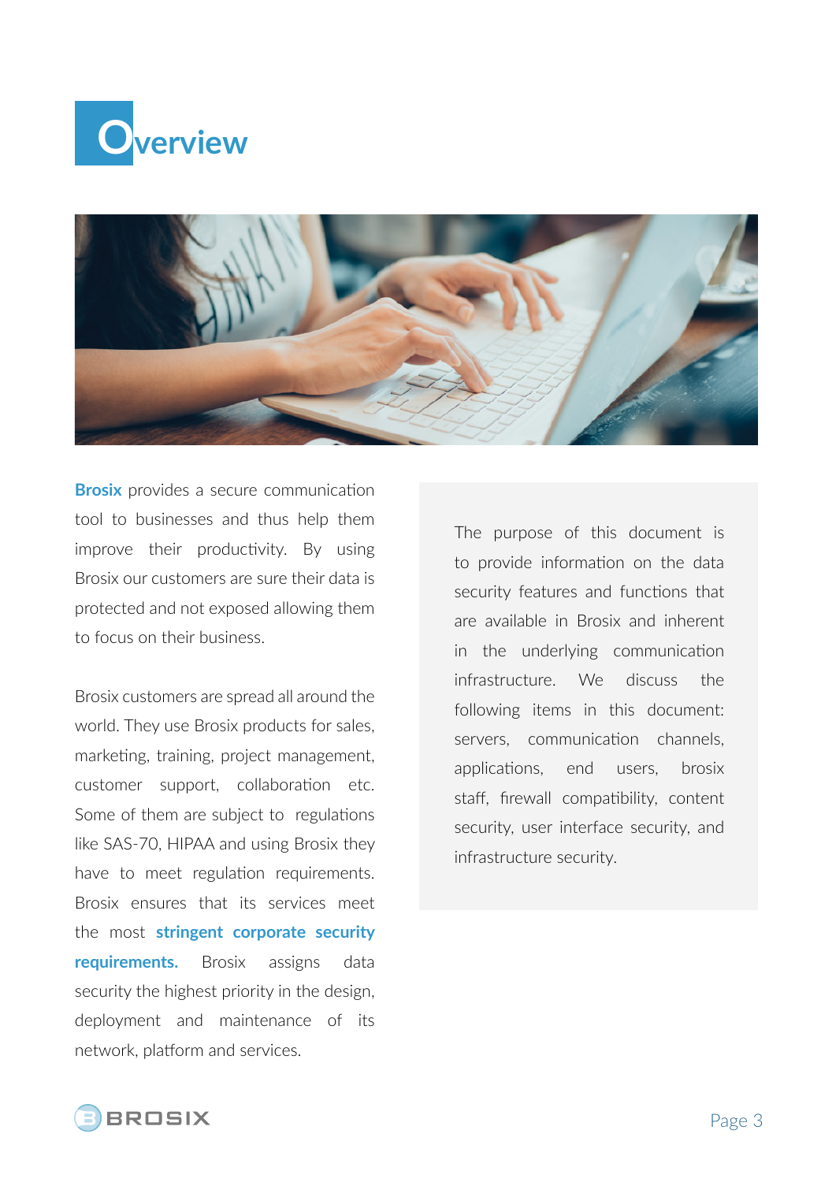# Overview

**Brosix** provides a secure communication tool to businesses and thus help them improve their productivity. By using Brosix our customers are sure their data is protected and not exposed allowing them to focus on their business.

Brosix customers are spread all around the world. They use Brosix products for sales, marketing, training, project management, customer support, collaboration etc. Some of them are subject to regulations like SAS-70, HIPAA and using Brosix they have to meet regulation requirements. Brosix ensures that its services meet the most **stringent corporate security requirements.** Brosix assigns data security the highest priority in the design, deployment and maintenance of its network, platform and services.

The purpose of this document is to provide information on the data security features and functions that are available in Brosix and inherent in the underlying communication infrastructure. We discuss the following items in this document: servers, communication channels, applications, end users, brosix staff, firewall compatibility, content security, user interface security, and infrastructure security.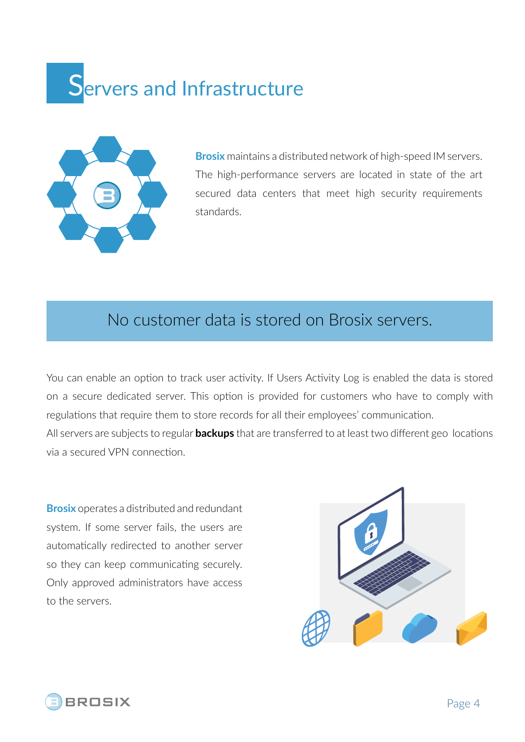# Servers and Infrastructure

**Brosix** maintains a distributed network of high-speed IM servers. The high-performance servers are located in state of the art secured data centers that meet high security requirements standards.

## No customer data is stored on Brosix servers.

You can enable an option to track user activity. If Users Activity Log is enabled the data is stored on a secure dedicated server. This option is provided for customers who have to comply with regulations that require them to store records for all their employees' communication.
All servers are subjects to regular **backups** that are transferred to at least two different geo locations via a secured VPN connection.

**Brosix** operates a distributed and redundant system. If some server fails, the users are automatically redirected to another server so they can keep communicating securely. Only approved administrators have access to the servers.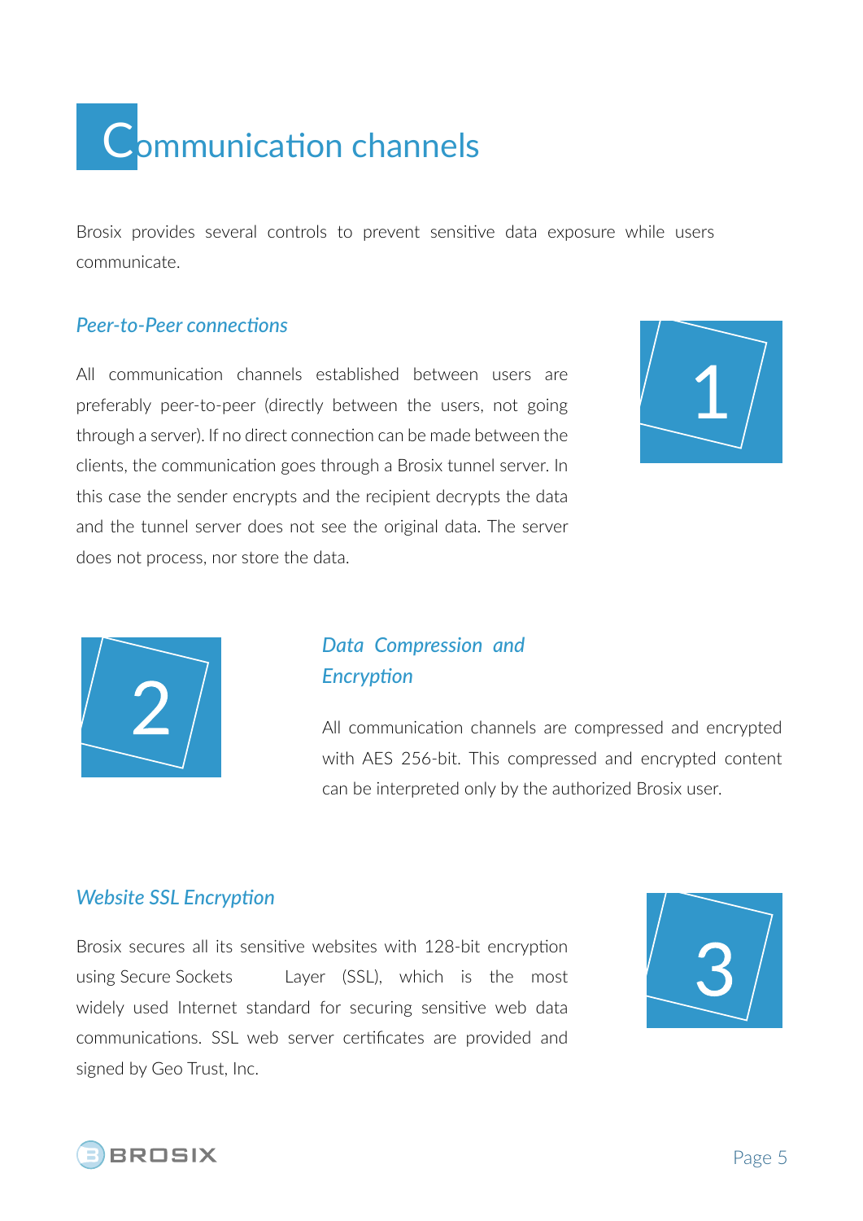# Communication channels

Brosix provides several controls to prevent sensitive data exposure while users communicate.

### *Peer-to-Peer connections*

1

All communication channels established between users are preferably peer-to-peer (directly between the users, not going through a server). If no direct connection can be made between the clients, the communication goes through a Brosix tunnel server. In this case the sender encrypts and the recipient decrypts the data and the tunnel server does not see the original data. The server does not process, nor store the data.

2

### *Data Compression and Encryption*

All communication channels are compressed and encrypted with AES 256-bit. This compressed and encrypted content can be interpreted only by the authorized Brosix user.

### *Website SSL Encryption*

3

Brosix secures all its sensitive websites with 128-bit encryption using Secure Sockets Layer (SSL), which is the most widely used Internet standard for securing sensitive web data communications. SSL web server certificates are provided and signed by Geo Trust, Inc.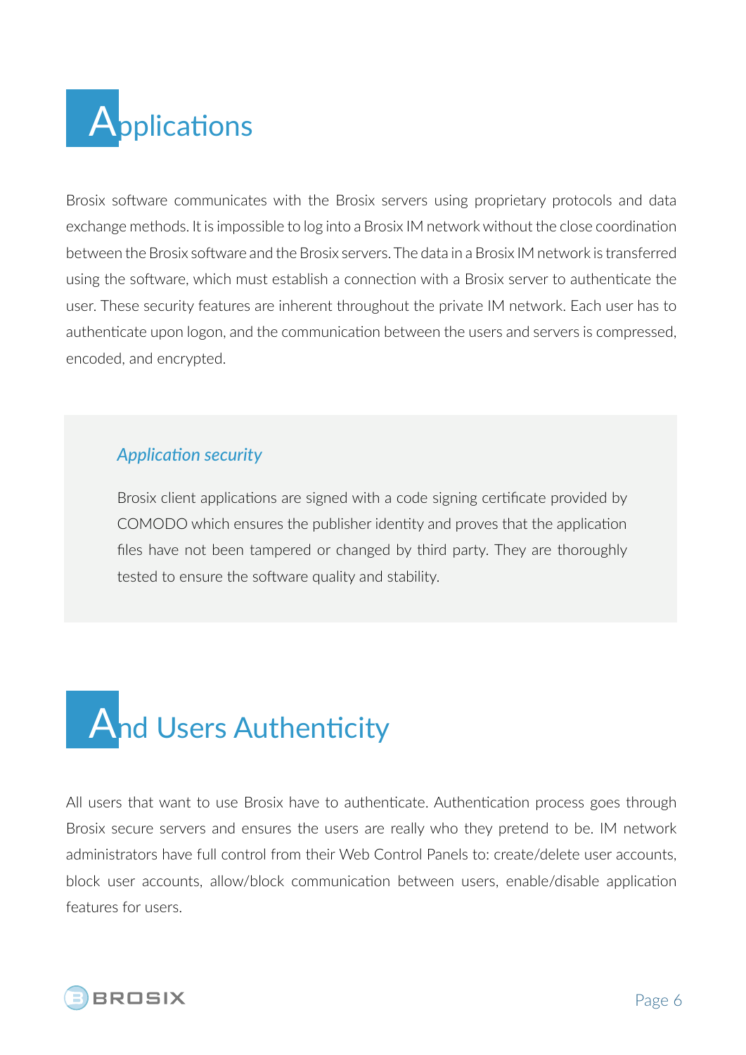# Applications

Brosix software communicates with the Brosix servers using proprietary protocols and data exchange methods. It is impossible to log into a Brosix IM network without the close coordination between the Brosix software and the Brosix servers. The data in a Brosix IM network is transferred using the software, which must establish a connection with a Brosix server to authenticate the user. These security features are inherent throughout the private IM network. Each user has to authenticate upon logon, and the communication between the users and servers is compressed, encoded, and encrypted.

### *Application security*

Brosix client applications are signed with a code signing certificate provided by COMODO which ensures the publisher identity and proves that the application files have not been tampered or changed by third party. They are thoroughly tested to ensure the software quality and stability.

# And Users Authenticity

All users that want to use Brosix have to authenticate. Authentication process goes through Brosix secure servers and ensures the users are really who they pretend to be. IM network administrators have full control from their Web Control Panels to: create/delete user accounts, block user accounts, allow/block communication between users, enable/disable application features for users.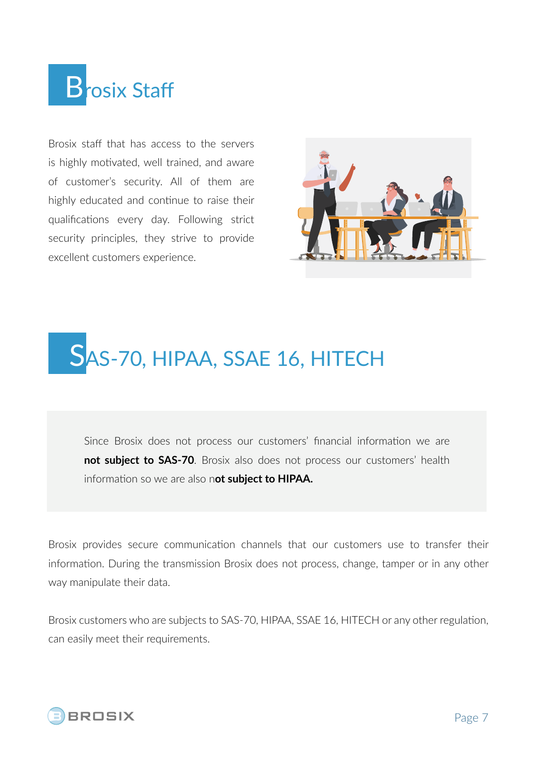## Brosix Staff

Brosix staff that has access to the servers is highly motivated, well trained, and aware of customer's security. All of them are highly educated and continue to raise their qualifications every day. Following strict security principles, they strive to provide excellent customers experience.

## SAS-70, HIPAA, SSAE 16, HITECH

Since Brosix does not process our customers' financial information we are **not subject to SAS-70**. Brosix also does not process our customers' health information so we are also n**ot subject to HIPAA.**

Brosix provides secure communication channels that our customers use to transfer their information. During the transmission Brosix does not process, change, tamper or in any other way manipulate their data.

Brosix customers who are subjects to SAS-70, HIPAA, SSAE 16, HITECH or any other regulation, can easily meet their requirements.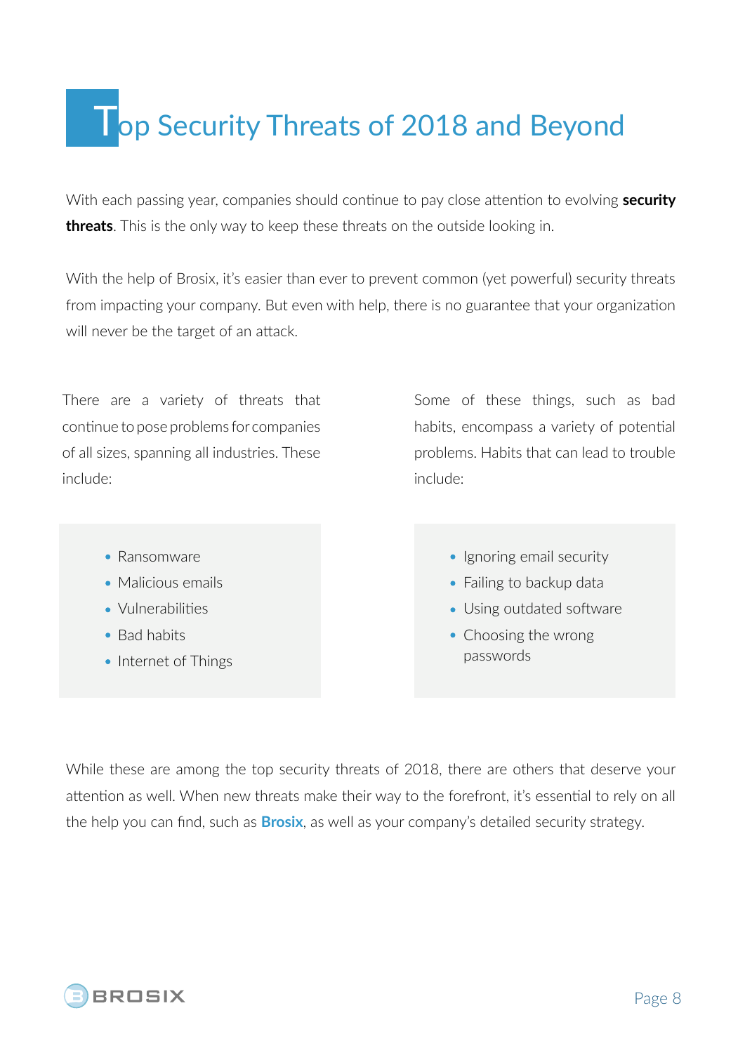# Top Security Threats of 2018 and Beyond

With each passing year, companies should continue to pay close attention to evolving **security threats**. This is the only way to keep these threats on the outside looking in.

With the help of Brosix, it's easier than ever to prevent common (yet powerful) security threats from impacting your company. But even with help, there is no guarantee that your organization will never be the target of an attack.

There are a variety of threats that continue to pose problems for companies of all sizes, spanning all industries. These include:

- Ransomware
- Malicious emails
- Vulnerabilities
- Bad habits
- Internet of Things

Some of these things, such as bad habits, encompass a variety of potential problems. Habits that can lead to trouble include:

- Ignoring email security
- Failing to backup data
- Using outdated software
- Choosing the wrong passwords

While these are among the top security threats of 2018, there are others that deserve your attention as well. When new threats make their way to the forefront, it's essential to rely on all the help you can find, such as **Brosix**, as well as your company's detailed security strategy.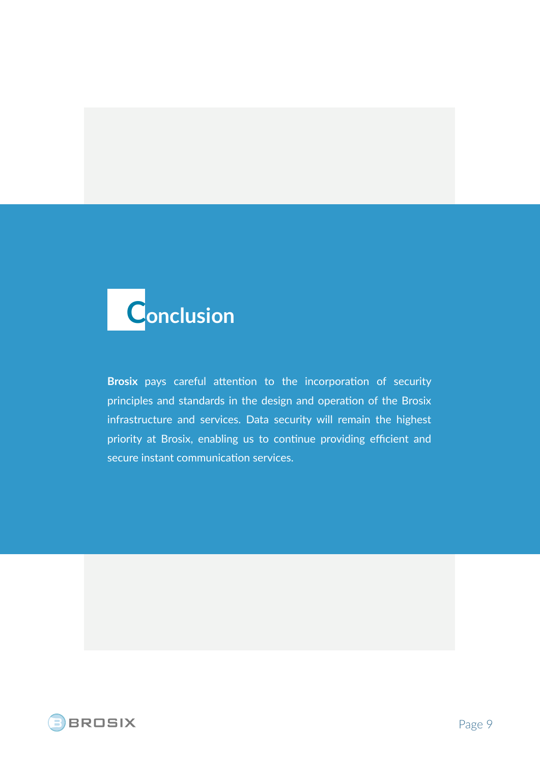# Conclusion

**Brosix** pays careful attention to the incorporation of security principles and standards in the design and operation of the Brosix infrastructure and services. Data security will remain the highest priority at Brosix, enabling us to continue providing efficient and secure instant communication services.